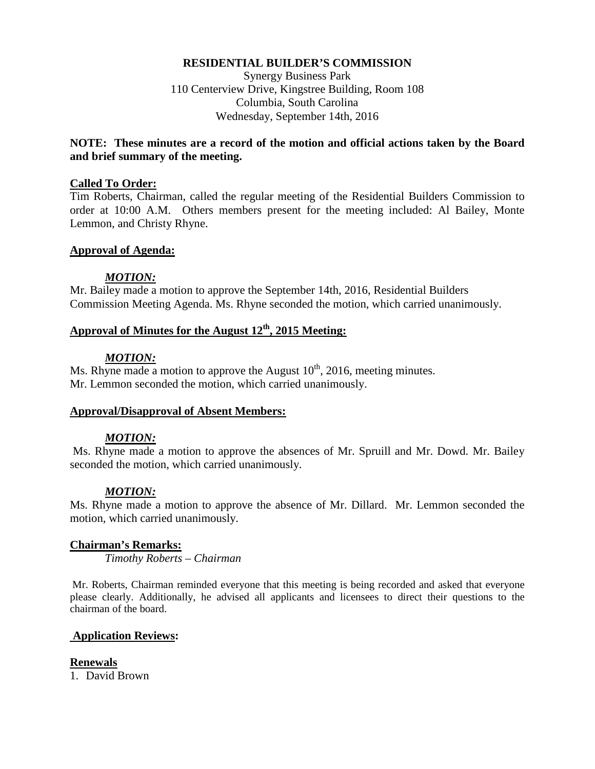**RESIDENTIAL BUILDER'S COMMISSION**

Synergy Business Park
110 Centerview Drive, Kingstree Building, Room 108
Columbia, South Carolina
Wednesday, September 14th, 2016

**NOTE: These minutes are a record of the motion and official actions taken by the Board and brief summary of the meeting.**

## Called To Order:

Tim Roberts, Chairman, called the regular meeting of the Residential Builders Commission to order at 10:00 A.M. Others members present for the meeting included: Al Bailey, Monte Lemmon, and Christy Rhyne.

## Approval of Agenda:

***MOTION:***

Mr. Bailey made a motion to approve the September 14th, 2016, Residential Builders Commission Meeting Agenda. Ms. Rhyne seconded the motion, which carried unanimously.

## Approval of Minutes for the August 12th, 2015 Meeting:

***MOTION:***

Ms. Rhyne made a motion to approve the August 10th, 2016, meeting minutes.
Mr. Lemmon seconded the motion, which carried unanimously.

## Approval/Disapproval of Absent Members:

***MOTION:***

Ms. Rhyne made a motion to approve the absences of Mr. Spruill and Mr. Dowd. Mr. Bailey seconded the motion, which carried unanimously.

***MOTION:***

Ms. Rhyne made a motion to approve the absence of Mr. Dillard. Mr. Lemmon seconded the motion, which carried unanimously.

## Chairman's Remarks:

*Timothy Roberts – Chairman*

Mr. Roberts, Chairman reminded everyone that this meeting is being recorded and asked that everyone please clearly. Additionally, he advised all applicants and licensees to direct their questions to the chairman of the board.

## Application Reviews:

### Renewals

1. David Brown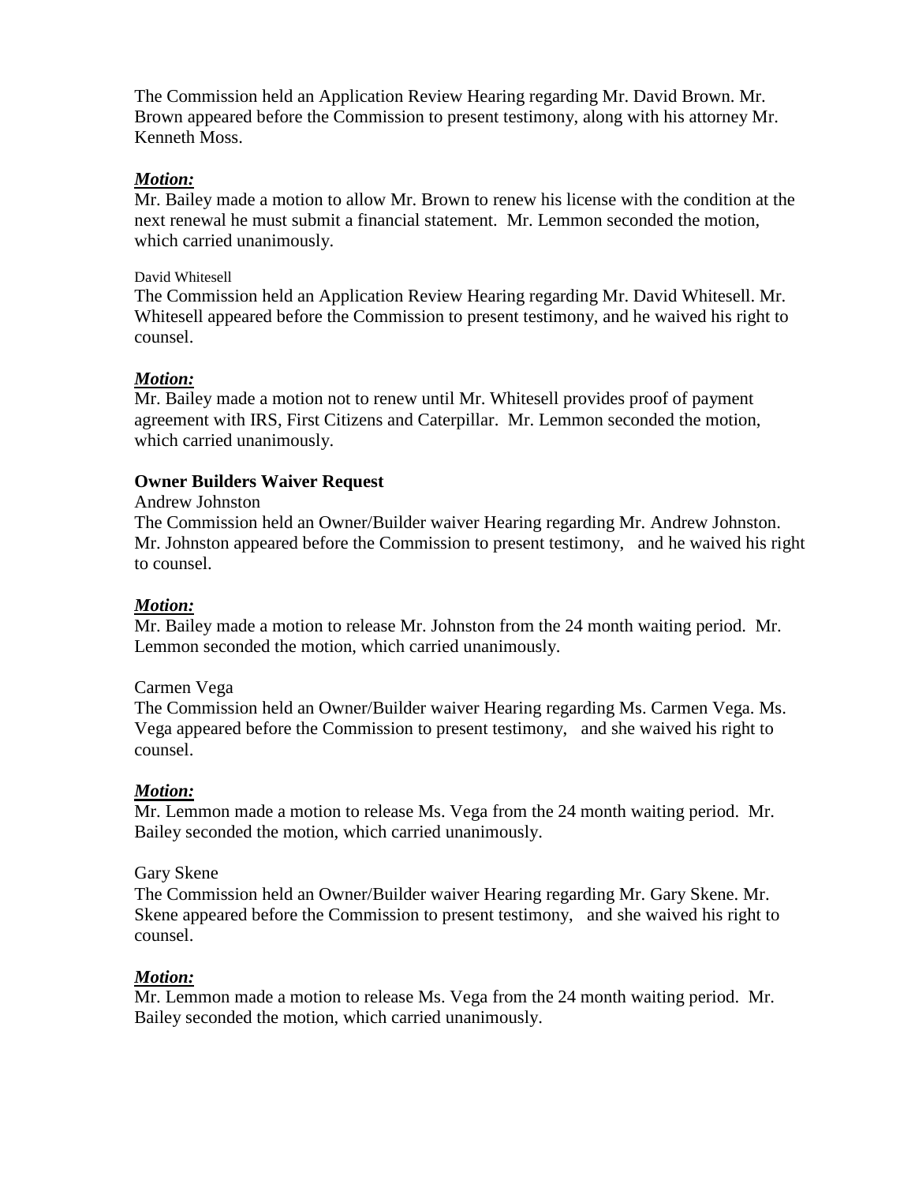The Commission held an Application Review Hearing regarding Mr. David Brown. Mr. Brown appeared before the Commission to present testimony, along with his attorney Mr. Kenneth Moss.

***Motion:***

Mr. Bailey made a motion to allow Mr. Brown to renew his license with the condition at the next renewal he must submit a financial statement. Mr. Lemmon seconded the motion, which carried unanimously.

David Whitesell

The Commission held an Application Review Hearing regarding Mr. David Whitesell. Mr. Whitesell appeared before the Commission to present testimony, and he waived his right to counsel.

***Motion:***

Mr. Bailey made a motion not to renew until Mr. Whitesell provides proof of payment agreement with IRS, First Citizens and Caterpillar. Mr. Lemmon seconded the motion, which carried unanimously.

**Owner Builders Waiver Request**

Andrew Johnston

The Commission held an Owner/Builder waiver Hearing regarding Mr. Andrew Johnston. Mr. Johnston appeared before the Commission to present testimony, and he waived his right to counsel.

***Motion:***

Mr. Bailey made a motion to release Mr. Johnston from the 24 month waiting period. Mr. Lemmon seconded the motion, which carried unanimously.

Carmen Vega

The Commission held an Owner/Builder waiver Hearing regarding Ms. Carmen Vega. Ms. Vega appeared before the Commission to present testimony, and she waived his right to counsel.

***Motion:***

Mr. Lemmon made a motion to release Ms. Vega from the 24 month waiting period. Mr. Bailey seconded the motion, which carried unanimously.

Gary Skene

The Commission held an Owner/Builder waiver Hearing regarding Mr. Gary Skene. Mr. Skene appeared before the Commission to present testimony, and she waived his right to counsel.

***Motion:***

Mr. Lemmon made a motion to release Ms. Vega from the 24 month waiting period. Mr. Bailey seconded the motion, which carried unanimously.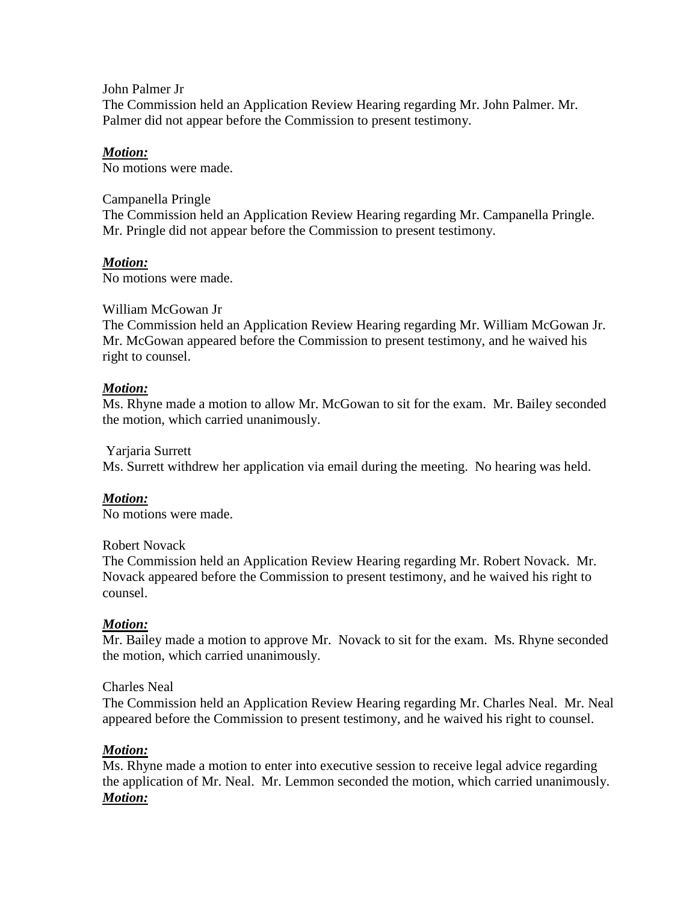John Palmer Jr

The Commission held an Application Review Hearing regarding Mr. John Palmer. Mr. Palmer did not appear before the Commission to present testimony.

***Motion:***

No motions were made.

Campanella Pringle

The Commission held an Application Review Hearing regarding Mr. Campanella Pringle. Mr. Pringle did not appear before the Commission to present testimony.

***Motion:***

No motions were made.

William McGowan Jr

The Commission held an Application Review Hearing regarding Mr. William McGowan Jr. Mr. McGowan appeared before the Commission to present testimony, and he waived his right to counsel.

***Motion:***

Ms. Rhyne made a motion to allow Mr. McGowan to sit for the exam. Mr. Bailey seconded the motion, which carried unanimously.

Yarjaria Surrett

Ms. Surrett withdrew her application via email during the meeting. No hearing was held.

***Motion:***

No motions were made.

Robert Novack

The Commission held an Application Review Hearing regarding Mr. Robert Novack. Mr. Novack appeared before the Commission to present testimony, and he waived his right to counsel.

***Motion:***

Mr. Bailey made a motion to approve Mr. Novack to sit for the exam. Ms. Rhyne seconded the motion, which carried unanimously.

Charles Neal

The Commission held an Application Review Hearing regarding Mr. Charles Neal. Mr. Neal appeared before the Commission to present testimony, and he waived his right to counsel.

***Motion:***

Ms. Rhyne made a motion to enter into executive session to receive legal advice regarding the application of Mr. Neal. Mr. Lemmon seconded the motion, which carried unanimously.

***Motion:***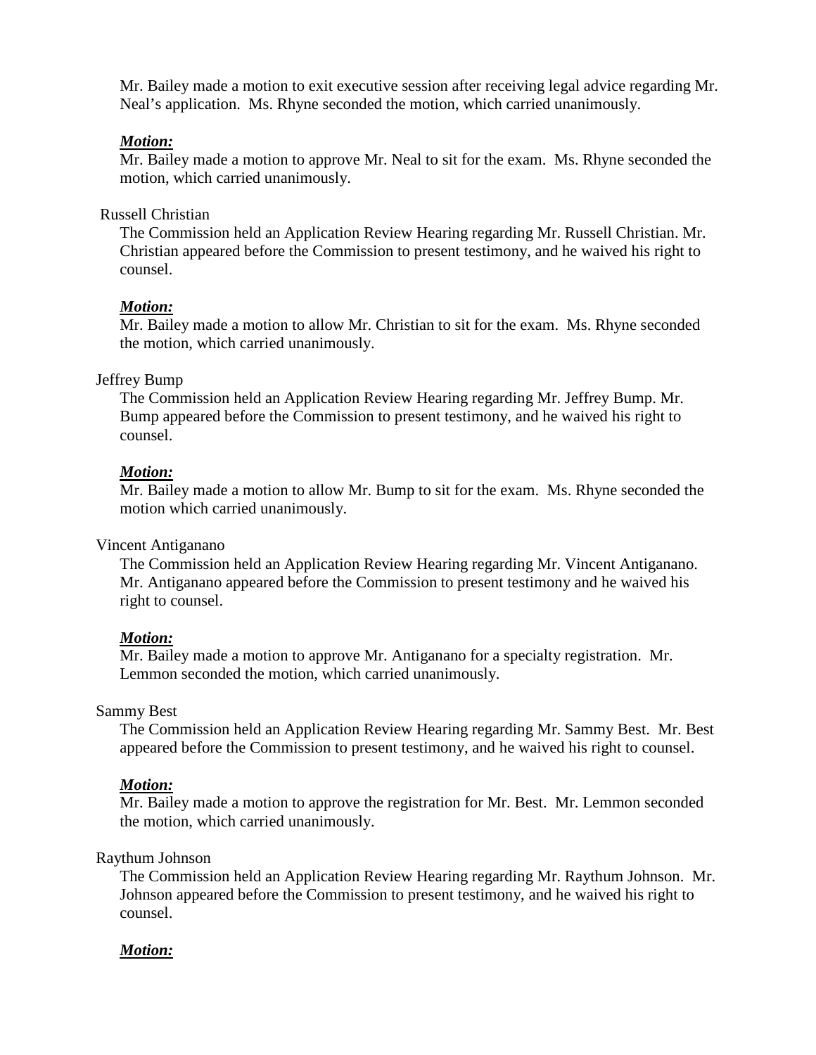Mr. Bailey made a motion to exit executive session after receiving legal advice regarding Mr. Neal's application. Ms. Rhyne seconded the motion, which carried unanimously.

***Motion:***
Mr. Bailey made a motion to approve Mr. Neal to sit for the exam. Ms. Rhyne seconded the motion, which carried unanimously.

Russell Christian

The Commission held an Application Review Hearing regarding Mr. Russell Christian. Mr. Christian appeared before the Commission to present testimony, and he waived his right to counsel.

***Motion:***
Mr. Bailey made a motion to allow Mr. Christian to sit for the exam. Ms. Rhyne seconded the motion, which carried unanimously.

Jeffrey Bump

The Commission held an Application Review Hearing regarding Mr. Jeffrey Bump. Mr. Bump appeared before the Commission to present testimony, and he waived his right to counsel.

***Motion:***
Mr. Bailey made a motion to allow Mr. Bump to sit for the exam. Ms. Rhyne seconded the motion which carried unanimously.

Vincent Antiganano

The Commission held an Application Review Hearing regarding Mr. Vincent Antiganano. Mr. Antiganano appeared before the Commission to present testimony and he waived his right to counsel.

***Motion:***
Mr. Bailey made a motion to approve Mr. Antiganano for a specialty registration. Mr. Lemmon seconded the motion, which carried unanimously.

Sammy Best

The Commission held an Application Review Hearing regarding Mr. Sammy Best. Mr. Best appeared before the Commission to present testimony, and he waived his right to counsel.

***Motion:***
Mr. Bailey made a motion to approve the registration for Mr. Best. Mr. Lemmon seconded the motion, which carried unanimously.

Raythum Johnson

The Commission held an Application Review Hearing regarding Mr. Raythum Johnson. Mr. Johnson appeared before the Commission to present testimony, and he waived his right to counsel.

***Motion:***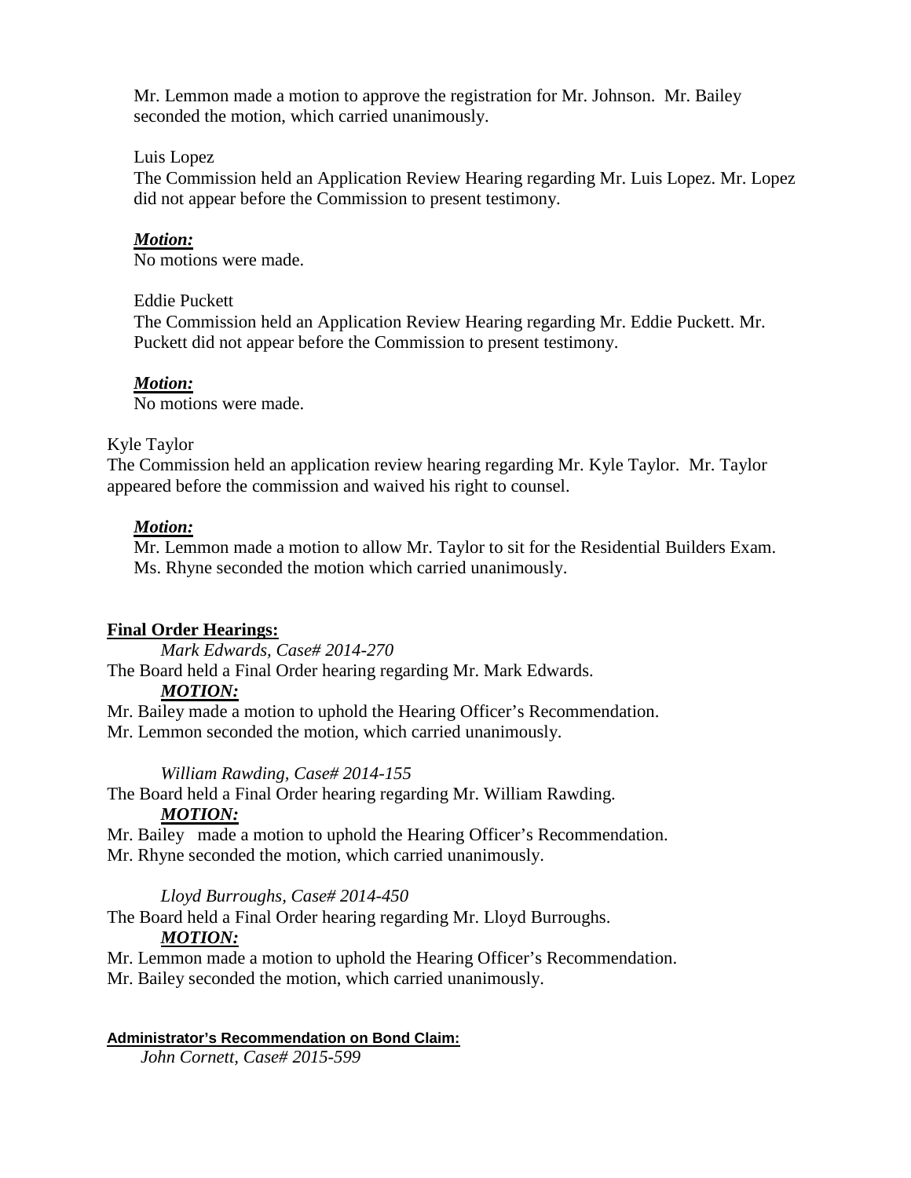Mr. Lemmon made a motion to approve the registration for Mr. Johnson. Mr. Bailey seconded the motion, which carried unanimously.

Luis Lopez

The Commission held an Application Review Hearing regarding Mr. Luis Lopez. Mr. Lopez did not appear before the Commission to present testimony.

***Motion:***

No motions were made.

Eddie Puckett

The Commission held an Application Review Hearing regarding Mr. Eddie Puckett. Mr. Puckett did not appear before the Commission to present testimony.

***Motion:***

No motions were made.

Kyle Taylor

The Commission held an application review hearing regarding Mr. Kyle Taylor. Mr. Taylor appeared before the commission and waived his right to counsel.

***Motion:***

Mr. Lemmon made a motion to allow Mr. Taylor to sit for the Residential Builders Exam. Ms. Rhyne seconded the motion which carried unanimously.

**Final Order Hearings:**

*Mark Edwards, Case# 2014-270*

The Board held a Final Order hearing regarding Mr. Mark Edwards.

***MOTION:***

Mr. Bailey made a motion to uphold the Hearing Officer's Recommendation.
Mr. Lemmon seconded the motion, which carried unanimously.

*William Rawding, Case# 2014-155*

The Board held a Final Order hearing regarding Mr. William Rawding.

***MOTION:***

Mr. Bailey made a motion to uphold the Hearing Officer's Recommendation.
Mr. Rhyne seconded the motion, which carried unanimously.

*Lloyd Burroughs, Case# 2014-450*

The Board held a Final Order hearing regarding Mr. Lloyd Burroughs.

***MOTION:***

Mr. Lemmon made a motion to uphold the Hearing Officer's Recommendation.
Mr. Bailey seconded the motion, which carried unanimously.

**Administrator's Recommendation on Bond Claim:**

*John Cornett, Case# 2015-599*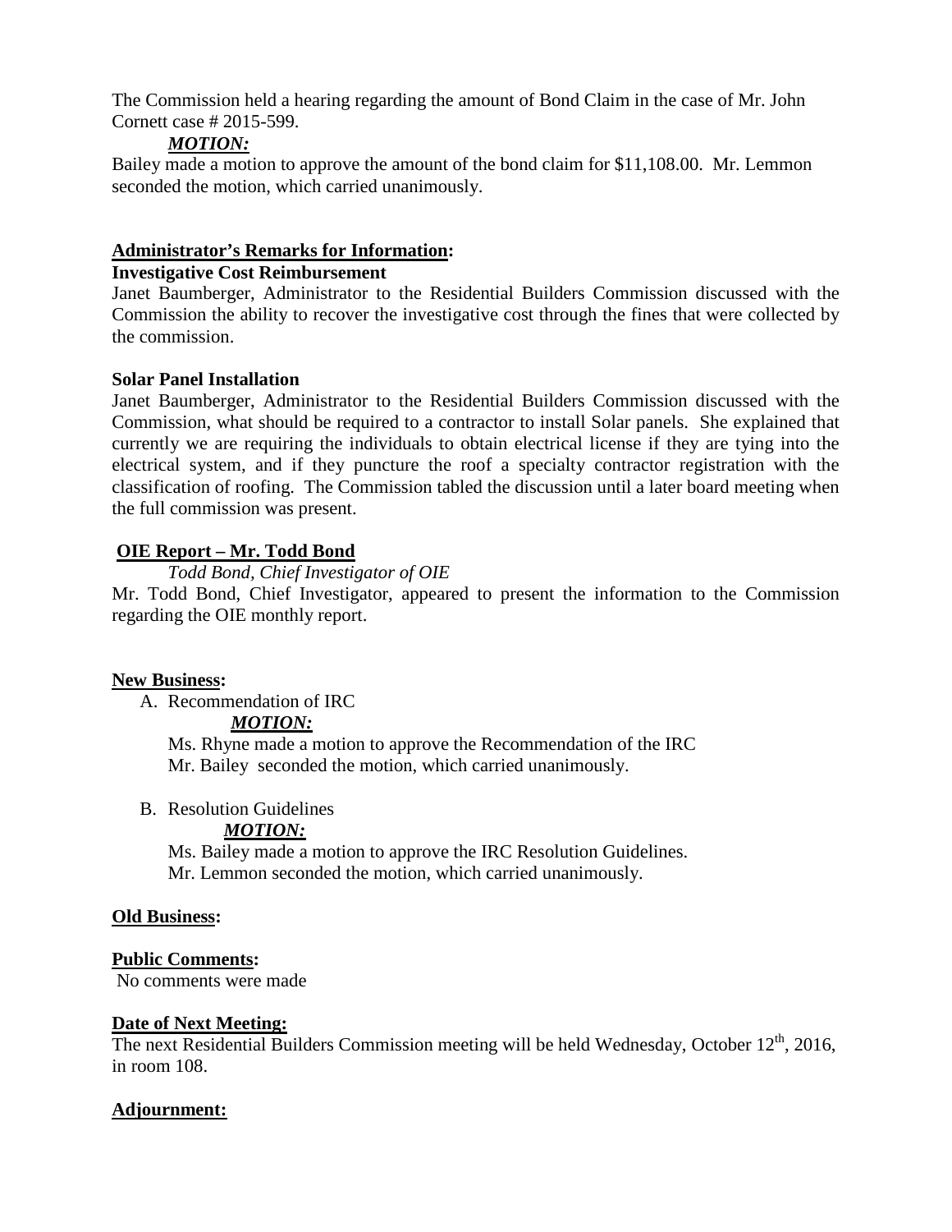The Commission held a hearing regarding the amount of Bond Claim in the case of Mr. John Cornett case # 2015-599.

***MOTION:***

Bailey made a motion to approve the amount of the bond claim for $11,108.00. Mr. Lemmon seconded the motion, which carried unanimously.

**Administrator's Remarks for Information:**

**Investigative Cost Reimbursement**

Janet Baumberger, Administrator to the Residential Builders Commission discussed with the Commission the ability to recover the investigative cost through the fines that were collected by the commission.

**Solar Panel Installation**

Janet Baumberger, Administrator to the Residential Builders Commission discussed with the Commission, what should be required to a contractor to install Solar panels. She explained that currently we are requiring the individuals to obtain electrical license if they are tying into the electrical system, and if they puncture the roof a specialty contractor registration with the classification of roofing. The Commission tabled the discussion until a later board meeting when the full commission was present.

**OIE Report – Mr. Todd Bond**

*Todd Bond, Chief Investigator of OIE*

Mr. Todd Bond, Chief Investigator, appeared to present the information to the Commission regarding the OIE monthly report.

**New Business:**

A. Recommendation of IRC

***MOTION:***

Ms. Rhyne made a motion to approve the Recommendation of the IRC
Mr. Bailey seconded the motion, which carried unanimously.

B. Resolution Guidelines

***MOTION:***

Ms. Bailey made a motion to approve the IRC Resolution Guidelines.
Mr. Lemmon seconded the motion, which carried unanimously.

**Old Business:**

**Public Comments:**

No comments were made

**Date of Next Meeting:**

The next Residential Builders Commission meeting will be held Wednesday, October 12th, 2016, in room 108.

**Adjournment:**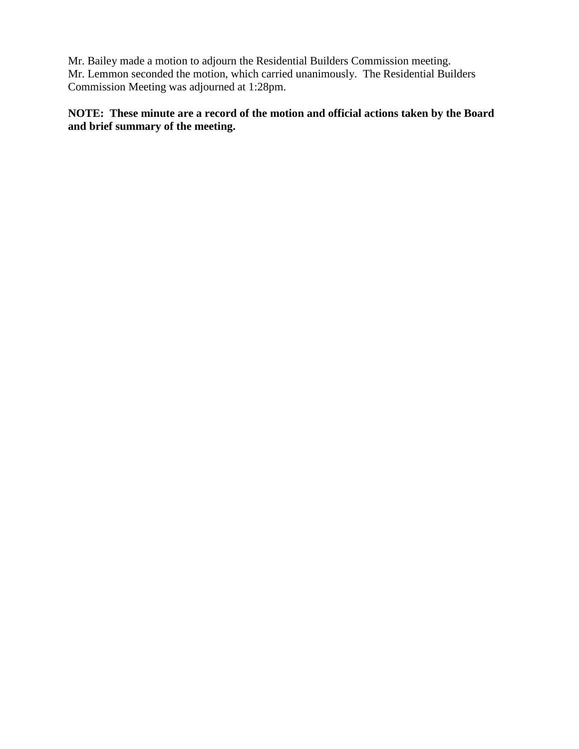Mr. Bailey made a motion to adjourn the Residential Builders Commission meeting. Mr. Lemmon seconded the motion, which carried unanimously. The Residential Builders Commission Meeting was adjourned at 1:28pm.

**NOTE: These minute are a record of the motion and official actions taken by the Board and brief summary of the meeting.**